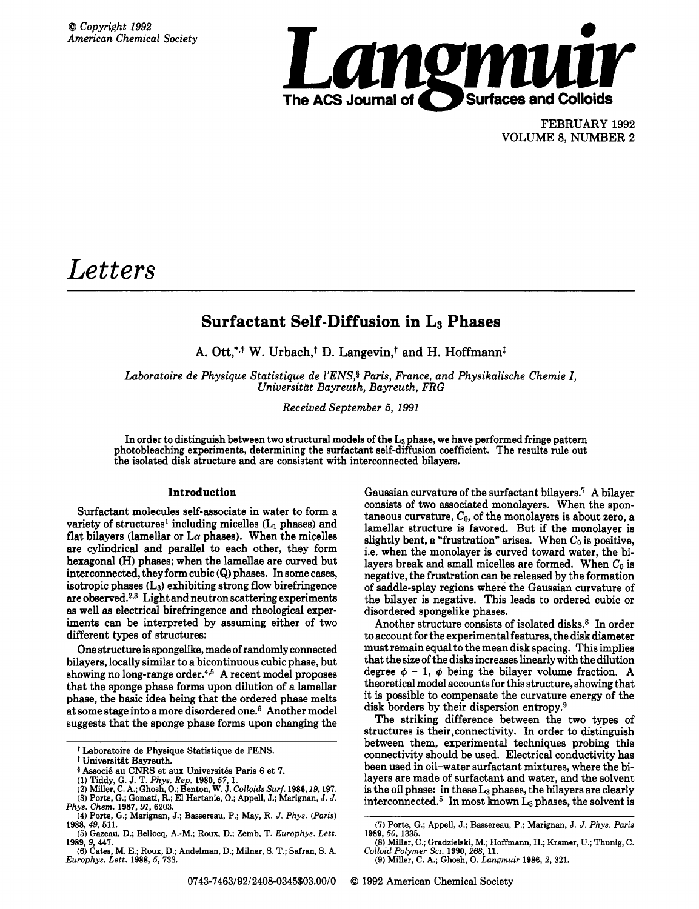# Letters

## Surfactant Self-Diffusion in $L_3$ Phases

A. Ott,[*,†] W. Urbach,[†] D. Langevin,[†] and H. Hoffmann[‡]

*Laboratoire de Physique Statistique de l'ENS,[§] Paris, France, and Physikalische Chemie I, Universität Bayreuth, Bayreuth, FRG*

*Received September 5, 1991*

In order to distinguish between two structural models of the $L_3$ phase, we have performed fringe pattern photobleaching experiments, determining the surfactant self-diffusion coefficient. The results rule out the isolated disk structure and are consistent with interconnected bilayers.

### Introduction

Surfactant molecules self-associate in water to form a variety of structures[1] including micelles ($L_1$ phases) and flat bilayers (lamellar or $L\alpha$ phases). When the micelles are cylindrical and parallel to each other, they form hexagonal (H) phases; when the lamellae are curved but interconnected, they form cubic (Q) phases. In some cases, isotropic phases ($L_3$) exhibiting strong flow birefringence are observed.[2,3] Light and neutron scattering experiments as well as electrical birefringence and rheological experiments can be interpreted by assuming either of two different types of structures:

One structure is spongelike, made of randomly connected bilayers, locally similar to a bicontinuous cubic phase, but showing no long-range order.[4,5] A recent model proposes that the sponge phase forms upon dilution of a lamellar phase, the basic idea being that the ordered phase melts at some stage into a more disordered one.[6] Another model suggests that the sponge phase forms upon changing the Gaussian curvature of the surfactant bilayers.[7] A bilayer consists of two associated monolayers. When the spontaneous curvature, $C_0$, of the monolayers is about zero, a lamellar structure is favored. But if the monolayer is slightly bent, a "frustration" arises. When $C_0$ is positive, i.e. when the monolayer is curved toward water, the bilayers break and small micelles are formed. When $C_0$ is negative, the frustration can be released by the formation of saddle-splay regions where the Gaussian curvature of the bilayer is negative. This leads to ordered cubic or disordered spongelike phases.

Another structure consists of isolated disks.[8] In order to account for the experimental features, the disk diameter must remain equal to the mean disk spacing. This implies that the size of the disks increases linearly with the dilution degree $\phi - 1$, $\phi$ being the bilayer volume fraction. A theoretical model accounts for this structure, showing that it is possible to compensate the curvature energy of the disk borders by their dispersion entropy.[9]

The striking difference between the two types of structures is their connectivity. In order to distinguish between them, experimental techniques probing this connectivity should be used. Electrical conductivity has been used in oil–water surfactant mixtures, where the bilayers are made of surfactant and water, and the solvent is the oil phase: in these $L_3$ phases, the bilayers are clearly interconnected.[5] In most known $L_3$ phases, the solvent is

---

† Laboratoire de Physique Statistique de l'ENS.

‡ Universität Bayreuth.

§ Associé au CNRS et aux Universités Paris 6 et 7.

(1) Tiddy, G. J. T. *Phys. Rep.* **1980**, *57*, 1.

(2) Miller, C. A.; Ghosh, O.; Benton, W. J. *Colloids Surf.* **1986**, *19*, 197.

(3) Porte, G.; Gomati, R.; El Hartanie, O.; Appell, J.; Marignan, J. *J. Phys. Chem.* **1987**, *91*, 6203.

(4) Porte, G.; Marignan, J.; Bassereau, P.; May, R. *J. Phys. (Paris)* **1988**, *49*, 511.

(5) Gazeau, D.; Bellocq, A.-M.; Roux, D.; Zemb, T. *Europhys. Lett.* **1989**, *9*, 447.

(6) Cates, M. E.; Roux, D.; Andelman, D.; Milner, S. T.; Safran, S. A. *Europhys. Lett.* **1988**, *5*, 733.

(7) Porte, G.; Appell, J.; Bassereau, P.; Marignan, J. *J. Phys. Paris* **1989**, *50*, 1335.

(8) Miller, C.; Gradzielski, M.; Hoffmann, H.; Kramer, U.; Thunig, C. *Colloid Polymer Sci.* **1990**, *268*, 11.

(9) Miller, C. A.; Ghosh, O. *Langmuir* **1986**, *2*, 321.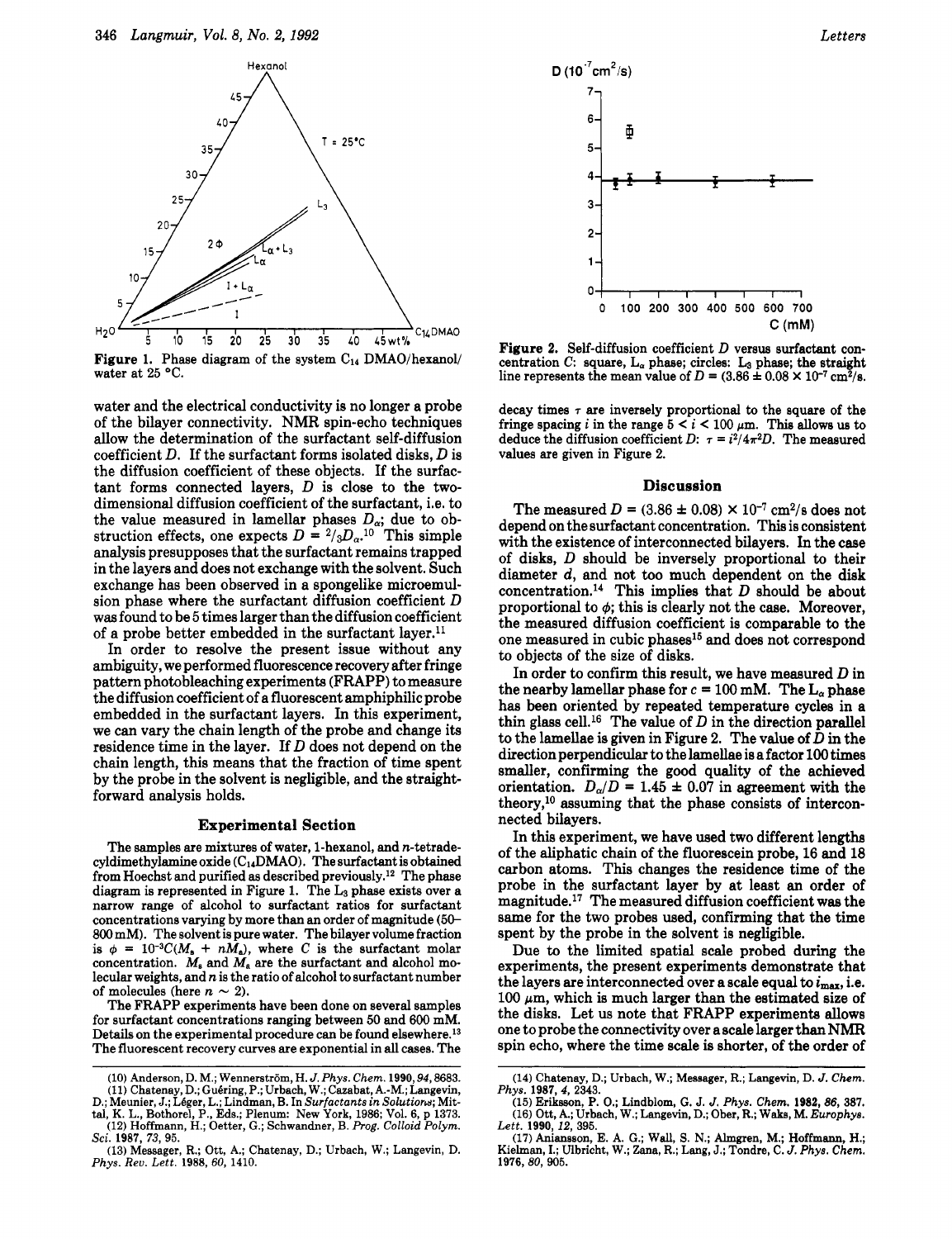Figure 1. Phase diagram of the system $C_{14}$ DMAO/hexanol/water at 25 °C.

water and the electrical conductivity is no longer a probe of the bilayer connectivity. NMR spin-echo techniques allow the determination of the surfactant self-diffusion coefficient $D$. If the surfactant forms isolated disks, $D$ is the diffusion coefficient of these objects. If the surfactant forms connected layers, $D$ is close to the two-dimensional diffusion coefficient of the surfactant, i.e. to the value measured in lamellar phases $D_\alpha$; due to obstruction effects, one expects $D = {}^2/_3 D_\alpha$.[10] This simple analysis presupposes that the surfactant remains trapped in the layers and does not exchange with the solvent. Such exchange has been observed in a spongelike microemulsion phase where the surfactant diffusion coefficient $D$ was found to be 5 times larger than the diffusion coefficient of a probe better embedded in the surfactant layer.[11]

In order to resolve the present issue without any ambiguity, we performed fluorescence recovery after fringe pattern photobleaching experiments (FRAPP) to measure the diffusion coefficient of a fluorescent amphiphilic probe embedded in the surfactant layers. In this experiment, we can vary the chain length of the probe and change its residence time in the layer. If $D$ does not depend on the chain length, this means that the fraction of time spent by the probe in the solvent is negligible, and the straightforward analysis holds.

## Experimental Section

The samples are mixtures of water, 1-hexanol, and $n$-tetradecyldimethylamine oxide ($C_{14}$DMAO). The surfactant is obtained from Hoechst and purified as described previously.[12] The phase diagram is represented in Figure 1. The $L_3$ phase exists over a narrow range of alcohol to surfactant ratios for surfactant concentrations varying by more than an order of magnitude (50–800 mM). The solvent is pure water. The bilayer volume fraction is $\phi = 10^{-3}C(M_s + nM_a)$, where $C$ is the surfactant molar concentration. $M_s$ and $M_a$ are the surfactant and alcohol molecular weights, and $n$ is the ratio of alcohol to surfactant number of molecules (here $n \sim 2$).

The FRAPP experiments have been done on several samples for surfactant concentrations ranging between 50 and 600 mM. Details on the experimental procedure can be found elsewhere.[13] The fluorescent recovery curves are exponential in all cases. The decay times $\tau$ are inversely proportional to the square of the fringe spacing $i$ in the range $5 < i < 100$ μm. This allows us to deduce the diffusion coefficient $D$: $\tau = i^2/4\pi^2 D$. The measured values are given in Figure 2.

Figure 2. Self-diffusion coefficient $D$ versus surfactant concentration $C$: square, $L_\alpha$ phase; circles: $L_3$ phase; the straight line represents the mean value of $D = (3.86 \pm 0.08 \times 10^{-7}$ cm$^2$/s.

## Discussion

The measured $D = (3.86 \pm 0.08) \times 10^{-7}$ cm$^2$/s does not depend on the surfactant concentration. This is consistent with the existence of interconnected bilayers. In the case of disks, $D$ should be inversely proportional to their diameter $d$, and not too much dependent on the disk concentration.[14] This implies that $D$ should be about proportional to $\phi$; this is clearly not the case. Moreover, the measured diffusion coefficient is comparable to the one measured in cubic phases[15] and does not correspond to objects of the size of disks.

In order to confirm this result, we have measured $D$ in the nearby lamellar phase for $c = 100$ mM. The $L_\alpha$ phase has been oriented by repeated temperature cycles in a thin glass cell.[16] The value of $D$ in the direction parallel to the lamellae is given in Figure 2. The value of $D$ in the direction perpendicular to the lamellae is a factor 100 times smaller, confirming the good quality of the achieved orientation. $D_\alpha/D = 1.45 \pm 0.07$ in agreement with the theory,[10] assuming that the phase consists of interconnected bilayers.

In this experiment, we have used two different lengths of the aliphatic chain of the fluorescein probe, 16 and 18 carbon atoms. This changes the residence time of the probe in the surfactant layer by at least an order of magnitude.[17] The measured diffusion coefficient was the same for the two probes used, confirming that the time spent by the probe in the solvent is negligible.

Due to the limited spatial scale probed during the experiments, the present experiments demonstrate that the layers are interconnected over a scale equal to $i_{max}$, i.e. 100 μm, which is much larger than the estimated size of the disks. Let us note that FRAPP experiments allows one to probe the connectivity over a scale larger than NMR spin echo, where the time scale is shorter, of the order of

(10) Anderson, D. M.; Wennerström, H. *J. Phys. Chem.* 1990, *94*, 8683.

(11) Chatenay, D.; Guéring, P.; Urbach, W.; Cazabat, A.-M.; Langevin, D.; Meunier, J.; Léger, L.; Lindman, B. In *Surfactants in Solution*; Mittal, K. L., Bothorel, P., Eds.; Plenum: New York, 1986; Vol. 6, p 1373.

(12) Hoffmann, H.; Oetter, G.; Schwandner, B. *Prog. Colloid Polym. Sci.* 1987, *73*, 95.

(13) Messager, R.; Ott, A.; Chatenay, D.; Urbach, W.; Langevin, D. *Phys. Rev. Lett.* 1988, *60*, 1410.

(14) Chatenay, D.; Urbach, W.; Messager, R.; Langevin, D. *J. Chem. Phys.* 1987, *4*, 2343.

(15) Eriksson, P. O.; Lindblom, G. *J. Phys. Chem.* 1982, *86*, 387.

(16) Ott, A.; Urbach, W.; Langevin, D.; Ober, R.; Waks, M. *Europhys. Lett.* 1990, *12*, 395.

(17) Aniansson, E. A. G.; Wall, S. N.; Almgren, M.; Hoffmann, H.; Kielman, I.; Ulbricht, W.; Zana, R.; Lang, J.; Tondre, C. *J. Phys. Chem.* 1976, *80*, 905.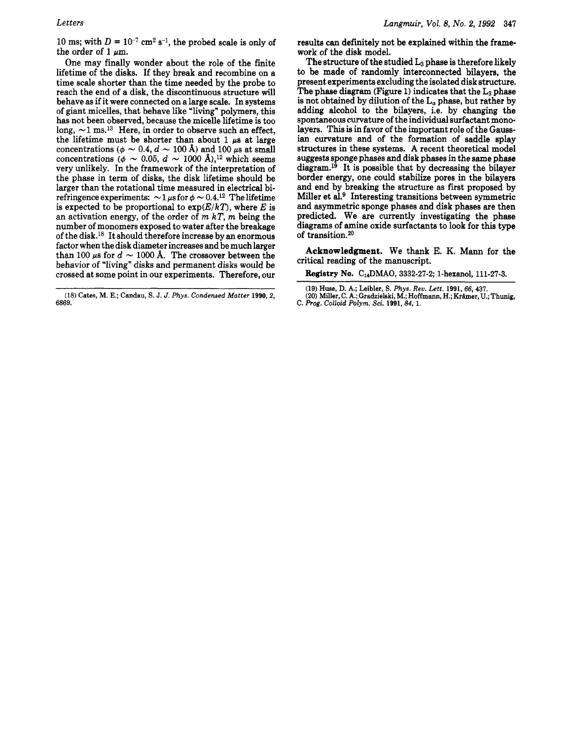10 ms; with $D = 10^{-7}$ cm$^2$ s$^{-1}$, the probed scale is only of the order of 1 $\mu$m.

One may finally wonder about the role of the finite lifetime of the disks. If they break and recombine on a time scale shorter than the time needed by the probe to reach the end of a disk, the discontinuous structure will behave as if it were connected on a large scale. In systems of giant micelles, that behave like "living" polymers, this has not been observed, because the micelle lifetime is too long, ~1 ms.[13] Here, in order to observe such an effect, the lifetime must be shorter than about 1 $\mu$s at large concentrations ($\phi \sim 0.4$, $d \sim 100$ Å) and 100 $\mu$s at small concentrations ($\phi \sim 0.05$, $d \sim 1000$ Å),[12] which seems very unlikely. In the framework of the interpretation of the phase in term of disks, the disk lifetime should be larger than the rotational time measured in electrical birefringence experiments: ~1 $\mu$s for $\phi \sim 0.4$.[12] The lifetime is expected to be proportional to $\exp(E/kT)$, where $E$ is an activation energy, of the order of $m\ kT$, $m$ being the number of monomers exposed to water after the breakage of the disk.[18] It should therefore increase by an enormous factor when the disk diameter increases and be much larger than 100 $\mu$s for $d \sim 1000$ Å. The crossover between the behavior of "living" disks and permanent disks would be crossed at some point in our experiments. Therefore, our results can definitely not be explained within the framework of the disk model.

The structure of the studied $L_3$ phase is therefore likely to be made of randomly interconnected bilayers, the present experiments excluding the isolated disk structure. The phase diagram (Figure 1) indicates that the $L_3$ phase is not obtained by dilution of the $L_\alpha$ phase, but rather by adding alcohol to the bilayers, i.e. by changing the spontaneous curvature of the individual surfactant monolayers. This is in favor of the important role of the Gaussian curvature and of the formation of saddle splay structures in these systems. A recent theoretical model suggests sponge phases and disk phases in the same phase diagram.[19] It is possible that by decreasing the bilayer border energy, one could stabilize pores in the bilayers and end by breaking the structure as first proposed by Miller et al.[9] Interesting transitions between symmetric and asymmetric sponge phases and disk phases are then predicted. We are currently investigating the phase diagrams of amine oxide surfactants to look for this type of transition.[20]

**Acknowledgment.** We thank E. K. Mann for the critical reading of the manuscript.

**Registry No.** $C_{14}$DMAO, 3332-27-2; 1-hexanol, 111-27-3.

(18) Cates, M. E.; Candau, S. J. *J. Phys. Condensed Matter* **1990**, *2*, 6869.

(19) Huse, D. A.; Leibler, S. *Phys. Rev. Lett.* **1991**, *66*, 437.

(20) Miller, C. A.; Gradzielski, M.; Hoffmann, H.; Krämer, U.; Thunig, C. *Prog. Colloid Polym. Sci.* **1991**, *84*, 1.